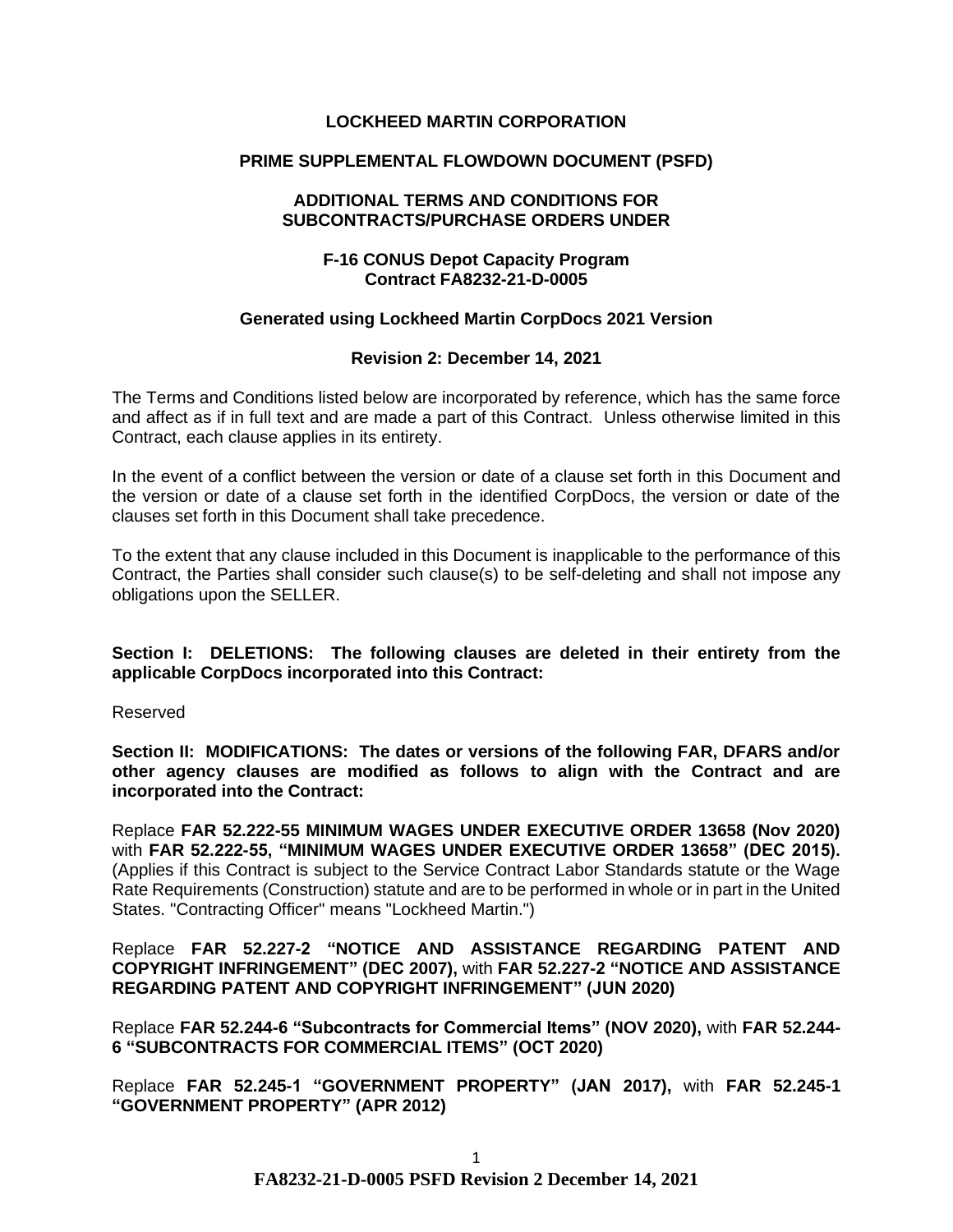**LOCKHEED MARTIN CORPORATION**

**PRIME SUPPLEMENTAL FLOWDOWN DOCUMENT (PSFD)**

**ADDITIONAL TERMS AND CONDITIONS FOR SUBCONTRACTS/PURCHASE ORDERS UNDER**

**F-16 CONUS Depot Capacity Program**
**Contract FA8232-21-D-0005**

**Generated using Lockheed Martin CorpDocs 2021 Version**

**Revision 2: December 14, 2021**

The Terms and Conditions listed below are incorporated by reference, which has the same force and affect as if in full text and are made a part of this Contract. Unless otherwise limited in this Contract, each clause applies in its entirety.

In the event of a conflict between the version or date of a clause set forth in this Document and the version or date of a clause set forth in the identified CorpDocs, the version or date of the clauses set forth in this Document shall take precedence.

To the extent that any clause included in this Document is inapplicable to the performance of this Contract, the Parties shall consider such clause(s) to be self-deleting and shall not impose any obligations upon the SELLER.

**Section I: DELETIONS: The following clauses are deleted in their entirety from the applicable CorpDocs incorporated into this Contract:**

Reserved

**Section II: MODIFICATIONS: The dates or versions of the following FAR, DFARS and/or other agency clauses are modified as follows to align with the Contract and are incorporated into the Contract:**

Replace **FAR 52.222-55 MINIMUM WAGES UNDER EXECUTIVE ORDER 13658 (Nov 2020)** with **FAR 52.222-55, "MINIMUM WAGES UNDER EXECUTIVE ORDER 13658" (DEC 2015).** (Applies if this Contract is subject to the Service Contract Labor Standards statute or the Wage Rate Requirements (Construction) statute and are to be performed in whole or in part in the United States. "Contracting Officer" means "Lockheed Martin.")

Replace **FAR 52.227-2 "NOTICE AND ASSISTANCE REGARDING PATENT AND COPYRIGHT INFRINGEMENT" (DEC 2007),** with **FAR 52.227-2 "NOTICE AND ASSISTANCE REGARDING PATENT AND COPYRIGHT INFRINGEMENT" (JUN 2020)**

Replace **FAR 52.244-6 "Subcontracts for Commercial Items" (NOV 2020),** with **FAR 52.244-6 "SUBCONTRACTS FOR COMMERCIAL ITEMS" (OCT 2020)**

Replace **FAR 52.245-1 "GOVERNMENT PROPERTY" (JAN 2017),** with **FAR 52.245-1 "GOVERNMENT PROPERTY" (APR 2012)**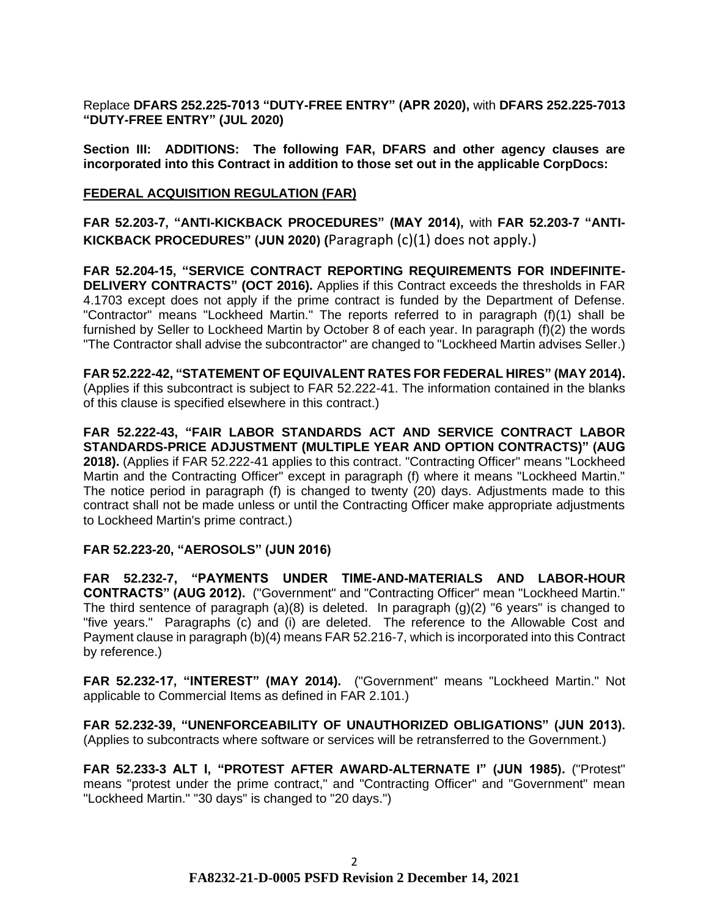Replace **DFARS 252.225-7013 "DUTY-FREE ENTRY" (APR 2020),** with **DFARS 252.225-7013 "DUTY-FREE ENTRY" (JUL 2020)**

**Section III: ADDITIONS: The following FAR, DFARS and other agency clauses are incorporated into this Contract in addition to those set out in the applicable CorpDocs:**

**FEDERAL ACQUISITION REGULATION (FAR)**

**FAR 52.203-7, "ANTI-KICKBACK PROCEDURES" (MAY 2014),** with **FAR 52.203-7 "ANTI-KICKBACK PROCEDURES" (JUN 2020) (**Paragraph (c)(1) does not apply.)

**FAR 52.204-15, "SERVICE CONTRACT REPORTING REQUIREMENTS FOR INDEFINITE-DELIVERY CONTRACTS" (OCT 2016).** Applies if this Contract exceeds the thresholds in FAR 4.1703 except does not apply if the prime contract is funded by the Department of Defense. "Contractor" means "Lockheed Martin." The reports referred to in paragraph (f)(1) shall be furnished by Seller to Lockheed Martin by October 8 of each year. In paragraph (f)(2) the words "The Contractor shall advise the subcontractor" are changed to "Lockheed Martin advises Seller.)

**FAR 52.222-42, "STATEMENT OF EQUIVALENT RATES FOR FEDERAL HIRES" (MAY 2014).** (Applies if this subcontract is subject to FAR 52.222-41. The information contained in the blanks of this clause is specified elsewhere in this contract.)

**FAR 52.222-43, "FAIR LABOR STANDARDS ACT AND SERVICE CONTRACT LABOR STANDARDS-PRICE ADJUSTMENT (MULTIPLE YEAR AND OPTION CONTRACTS)" (AUG 2018).** (Applies if FAR 52.222-41 applies to this contract. "Contracting Officer" means "Lockheed Martin and the Contracting Officer" except in paragraph (f) where it means "Lockheed Martin." The notice period in paragraph (f) is changed to twenty (20) days. Adjustments made to this contract shall not be made unless or until the Contracting Officer make appropriate adjustments to Lockheed Martin's prime contract.)

**FAR 52.223-20, "AEROSOLS" (JUN 2016)**

**FAR 52.232-7, "PAYMENTS UNDER TIME-AND-MATERIALS AND LABOR-HOUR CONTRACTS" (AUG 2012).** ("Government" and "Contracting Officer" mean "Lockheed Martin." The third sentence of paragraph (a)(8) is deleted. In paragraph (g)(2) "6 years" is changed to "five years." Paragraphs (c) and (i) are deleted. The reference to the Allowable Cost and Payment clause in paragraph (b)(4) means FAR 52.216-7, which is incorporated into this Contract by reference.)

**FAR 52.232-17, "INTEREST" (MAY 2014).** ("Government" means "Lockheed Martin." Not applicable to Commercial Items as defined in FAR 2.101.)

**FAR 52.232-39, "UNENFORCEABILITY OF UNAUTHORIZED OBLIGATIONS" (JUN 2013).** (Applies to subcontracts where software or services will be retransferred to the Government.)

**FAR 52.233-3 ALT I, "PROTEST AFTER AWARD-ALTERNATE I" (JUN 1985).** ("Protest" means "protest under the prime contract," and "Contracting Officer" and "Government" mean "Lockheed Martin." "30 days" is changed to "20 days.")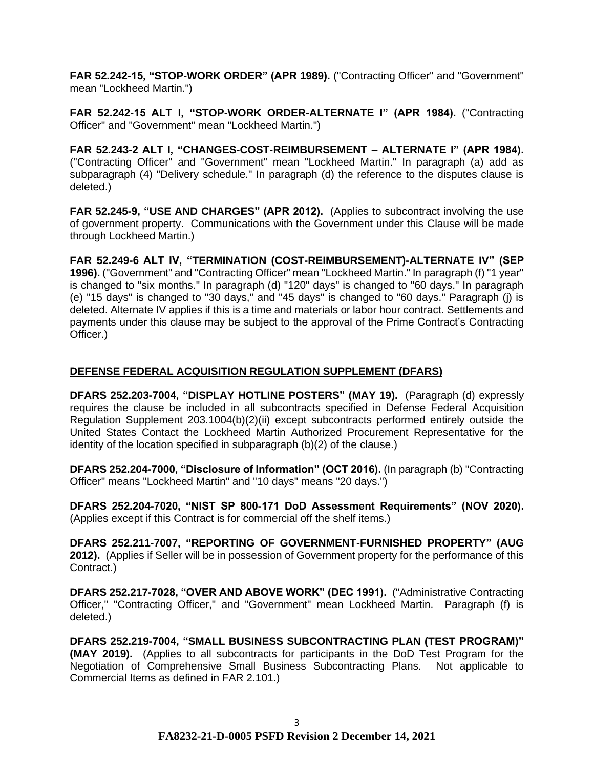**FAR 52.242-15, “STOP-WORK ORDER” (APR 1989).** ("Contracting Officer" and "Government" mean "Lockheed Martin.")

**FAR 52.242-15 ALT I, “STOP-WORK ORDER-ALTERNATE I” (APR 1984).** ("Contracting Officer" and "Government" mean "Lockheed Martin.")

**FAR 52.243-2 ALT I, “CHANGES-COST-REIMBURSEMENT – ALTERNATE I” (APR 1984).** ("Contracting Officer" and "Government" mean "Lockheed Martin." In paragraph (a) add as subparagraph (4) "Delivery schedule." In paragraph (d) the reference to the disputes clause is deleted.)

**FAR 52.245-9, “USE AND CHARGES” (APR 2012).** (Applies to subcontract involving the use of government property. Communications with the Government under this Clause will be made through Lockheed Martin.)

**FAR 52.249-6 ALT IV, “TERMINATION (COST-REIMBURSEMENT)-ALTERNATE IV” (SEP 1996).** ("Government" and "Contracting Officer" mean "Lockheed Martin." In paragraph (f) "1 year" is changed to "six months." In paragraph (d) "120" days" is changed to "60 days." In paragraph (e) "15 days" is changed to "30 days," and "45 days" is changed to "60 days." Paragraph (j) is deleted. Alternate IV applies if this is a time and materials or labor hour contract. Settlements and payments under this clause may be subject to the approval of the Prime Contract’s Contracting Officer.)

## DEFENSE FEDERAL ACQUISITION REGULATION SUPPLEMENT (DFARS)

**DFARS 252.203-7004, “DISPLAY HOTLINE POSTERS” (MAY 19).** (Paragraph (d) expressly requires the clause be included in all subcontracts specified in Defense Federal Acquisition Regulation Supplement 203.1004(b)(2)(ii) except subcontracts performed entirely outside the United States Contact the Lockheed Martin Authorized Procurement Representative for the identity of the location specified in subparagraph (b)(2) of the clause.)

**DFARS 252.204-7000, “Disclosure of Information” (OCT 2016).** (In paragraph (b) "Contracting Officer" means "Lockheed Martin" and "10 days" means "20 days.")

**DFARS 252.204-7020, “NIST SP 800-171 DoD Assessment Requirements” (NOV 2020).** (Applies except if this Contract is for commercial off the shelf items.)

**DFARS 252.211-7007, “REPORTING OF GOVERNMENT-FURNISHED PROPERTY” (AUG 2012).** (Applies if Seller will be in possession of Government property for the performance of this Contract.)

**DFARS 252.217-7028, “OVER AND ABOVE WORK” (DEC 1991).** ("Administrative Contracting Officer," "Contracting Officer," and "Government" mean Lockheed Martin. Paragraph (f) is deleted.)

**DFARS 252.219-7004, “SMALL BUSINESS SUBCONTRACTING PLAN (TEST PROGRAM)” (MAY 2019).** (Applies to all subcontracts for participants in the DoD Test Program for the Negotiation of Comprehensive Small Business Subcontracting Plans. Not applicable to Commercial Items as defined in FAR 2.101.)

**FA8232-21-D-0005 PSFD Revision 2 December 14, 2021**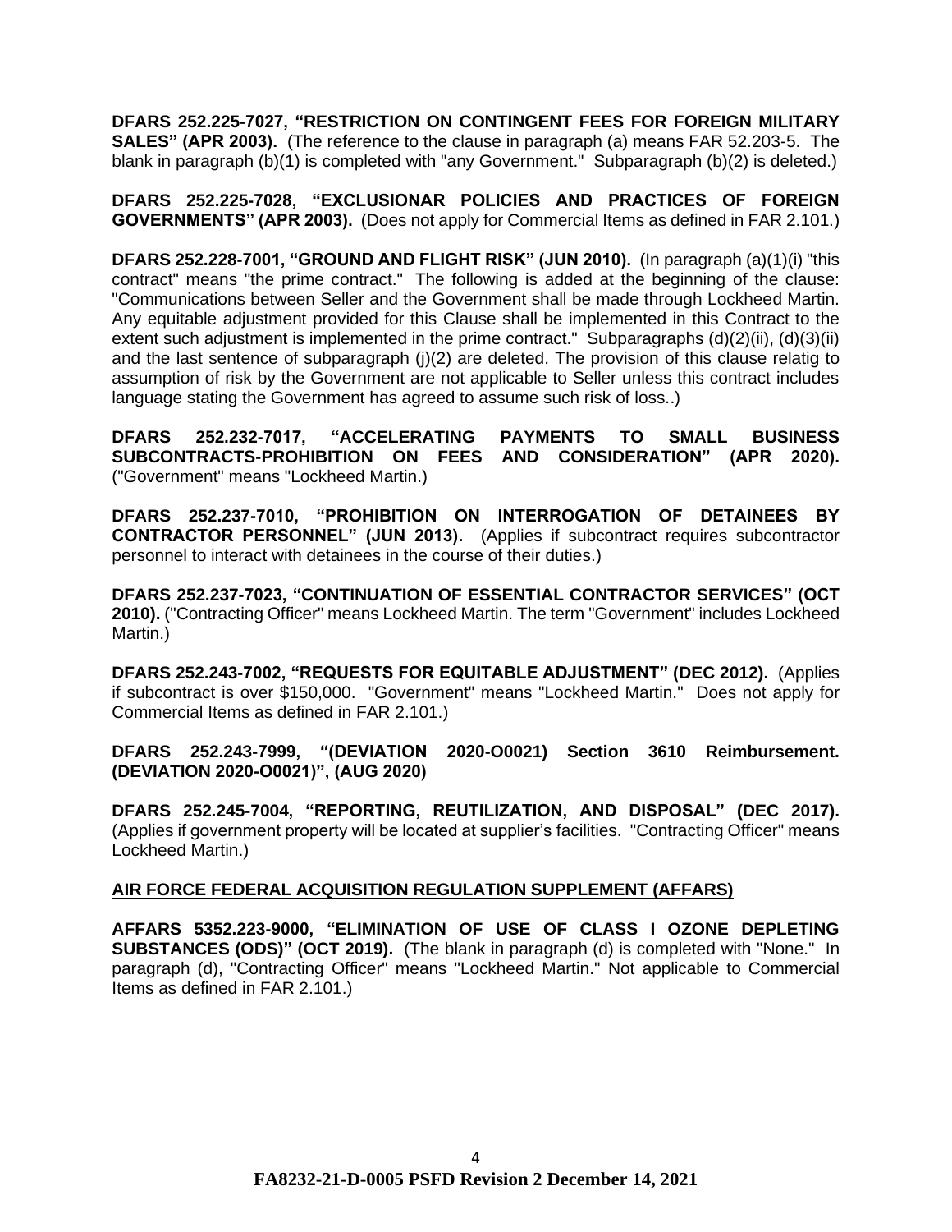**DFARS 252.225-7027, "RESTRICTION ON CONTINGENT FEES FOR FOREIGN MILITARY SALES" (APR 2003).** (The reference to the clause in paragraph (a) means FAR 52.203-5. The blank in paragraph (b)(1) is completed with "any Government." Subparagraph (b)(2) is deleted.)

**DFARS 252.225-7028, "EXCLUSIONAR POLICIES AND PRACTICES OF FOREIGN GOVERNMENTS" (APR 2003).** (Does not apply for Commercial Items as defined in FAR 2.101.)

**DFARS 252.228-7001, "GROUND AND FLIGHT RISK" (JUN 2010).** (In paragraph (a)(1)(i) "this contract" means "the prime contract." The following is added at the beginning of the clause: "Communications between Seller and the Government shall be made through Lockheed Martin. Any equitable adjustment provided for this Clause shall be implemented in this Contract to the extent such adjustment is implemented in the prime contract." Subparagraphs (d)(2)(ii), (d)(3)(ii) and the last sentence of subparagraph (j)(2) are deleted. The provision of this clause relatig to assumption of risk by the Government are not applicable to Seller unless this contract includes language stating the Government has agreed to assume such risk of loss..)

**DFARS 252.232-7017, "ACCELERATING PAYMENTS TO SMALL BUSINESS SUBCONTRACTS-PROHIBITION ON FEES AND CONSIDERATION" (APR 2020).** ("Government" means "Lockheed Martin.)

**DFARS 252.237-7010, "PROHIBITION ON INTERROGATION OF DETAINEES BY CONTRACTOR PERSONNEL" (JUN 2013).** (Applies if subcontract requires subcontractor personnel to interact with detainees in the course of their duties.)

**DFARS 252.237-7023, "CONTINUATION OF ESSENTIAL CONTRACTOR SERVICES" (OCT 2010).** ("Contracting Officer" means Lockheed Martin. The term "Government" includes Lockheed Martin.)

**DFARS 252.243-7002, "REQUESTS FOR EQUITABLE ADJUSTMENT" (DEC 2012).** (Applies if subcontract is over $150,000. "Government" means "Lockheed Martin." Does not apply for Commercial Items as defined in FAR 2.101.)

**DFARS 252.243-7999, "(DEVIATION 2020-O0021) Section 3610 Reimbursement. (DEVIATION 2020-O0021)", (AUG 2020)**

**DFARS 252.245-7004, "REPORTING, REUTILIZATION, AND DISPOSAL" (DEC 2017).** (Applies if government property will be located at supplier's facilities. "Contracting Officer" means Lockheed Martin.)

## AIR FORCE FEDERAL ACQUISITION REGULATION SUPPLEMENT (AFFARS)

**AFFARS 5352.223-9000, "ELIMINATION OF USE OF CLASS I OZONE DEPLETING SUBSTANCES (ODS)" (OCT 2019).** (The blank in paragraph (d) is completed with "None." In paragraph (d), "Contracting Officer" means "Lockheed Martin." Not applicable to Commercial Items as defined in FAR 2.101.)